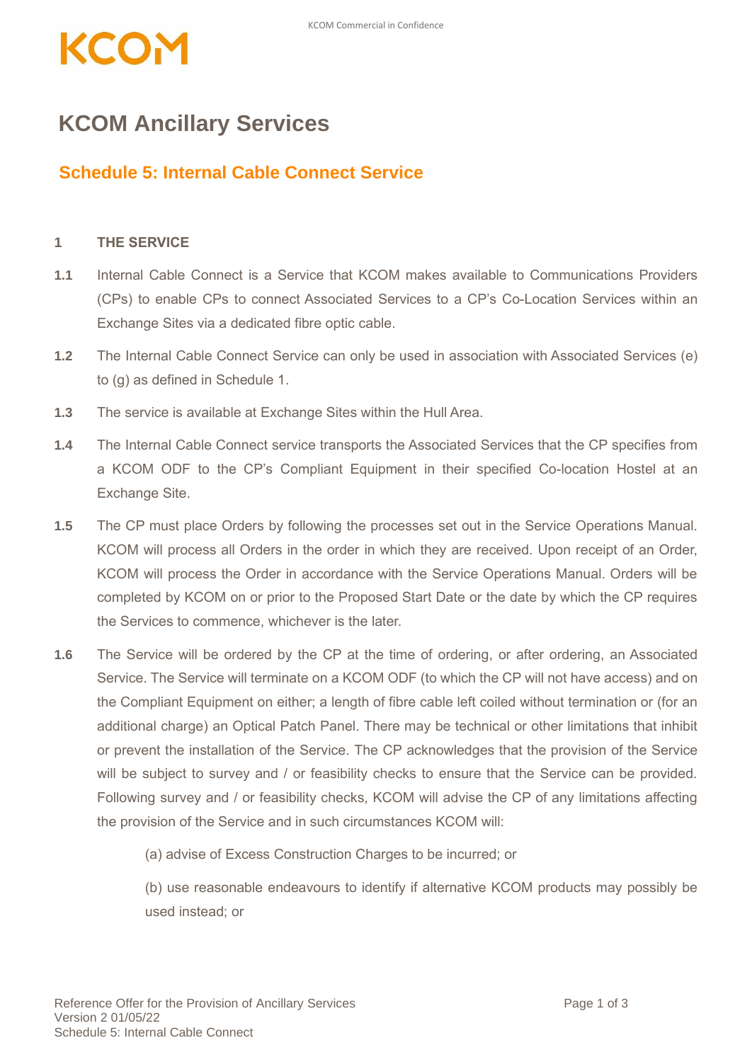# KCOM Ancillary Services

## Schedule 5: Internal Cable Connect Service

### 1 THE SERVICE

**1.1** Internal Cable Connect is a Service that KCOM makes available to Communications Providers (CPs) to enable CPs to connect Associated Services to a CP's Co-Location Services within an Exchange Sites via a dedicated fibre optic cable.

**1.2** The Internal Cable Connect Service can only be used in association with Associated Services (e) to (g) as defined in Schedule 1.

**1.3** The service is available at Exchange Sites within the Hull Area.

**1.4** The Internal Cable Connect service transports the Associated Services that the CP specifies from a KCOM ODF to the CP's Compliant Equipment in their specified Co-location Hostel at an Exchange Site.

**1.5** The CP must place Orders by following the processes set out in the Service Operations Manual. KCOM will process all Orders in the order in which they are received. Upon receipt of an Order, KCOM will process the Order in accordance with the Service Operations Manual. Orders will be completed by KCOM on or prior to the Proposed Start Date or the date by which the CP requires the Services to commence, whichever is the later.

**1.6** The Service will be ordered by the CP at the time of ordering, or after ordering, an Associated Service. The Service will terminate on a KCOM ODF (to which the CP will not have access) and on the Compliant Equipment on either; a length of fibre cable left coiled without termination or (for an additional charge) an Optical Patch Panel. There may be technical or other limitations that inhibit or prevent the installation of the Service. The CP acknowledges that the provision of the Service will be subject to survey and / or feasibility checks to ensure that the Service can be provided. Following survey and / or feasibility checks, KCOM will advise the CP of any limitations affecting the provision of the Service and in such circumstances KCOM will:

(a) advise of Excess Construction Charges to be incurred; or

(b) use reasonable endeavours to identify if alternative KCOM products may possibly be used instead; or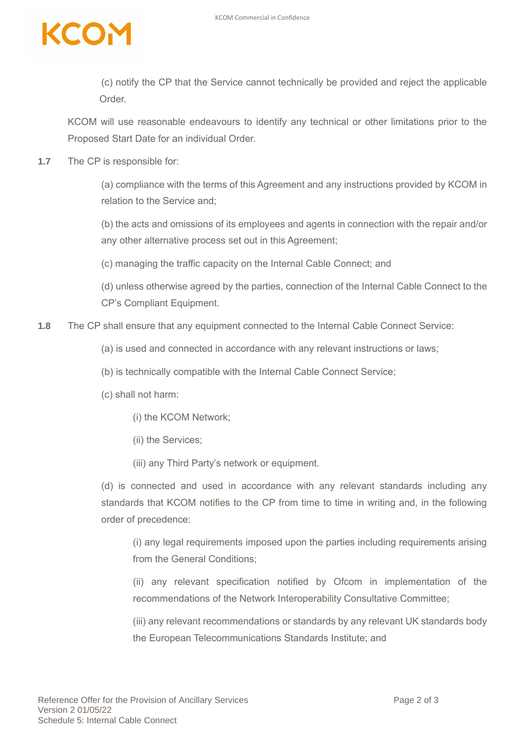(c) notify the CP that the Service cannot technically be provided and reject the applicable Order.

KCOM will use reasonable endeavours to identify any technical or other limitations prior to the Proposed Start Date for an individual Order.

**1.7** The CP is responsible for:

(a) compliance with the terms of this Agreement and any instructions provided by KCOM in relation to the Service and;

(b) the acts and omissions of its employees and agents in connection with the repair and/or any other alternative process set out in this Agreement;

(c) managing the traffic capacity on the Internal Cable Connect; and

(d) unless otherwise agreed by the parties, connection of the Internal Cable Connect to the CP's Compliant Equipment.

**1.8** The CP shall ensure that any equipment connected to the Internal Cable Connect Service:

(a) is used and connected in accordance with any relevant instructions or laws;

(b) is technically compatible with the Internal Cable Connect Service;

(c) shall not harm:

(i) the KCOM Network;

(ii) the Services;

(iii) any Third Party's network or equipment.

(d) is connected and used in accordance with any relevant standards including any standards that KCOM notifies to the CP from time to time in writing and, in the following order of precedence:

(i) any legal requirements imposed upon the parties including requirements arising from the General Conditions;

(ii) any relevant specification notified by Ofcom in implementation of the recommendations of the Network Interoperability Consultative Committee;

(iii) any relevant recommendations or standards by any relevant UK standards body the European Telecommunications Standards Institute; and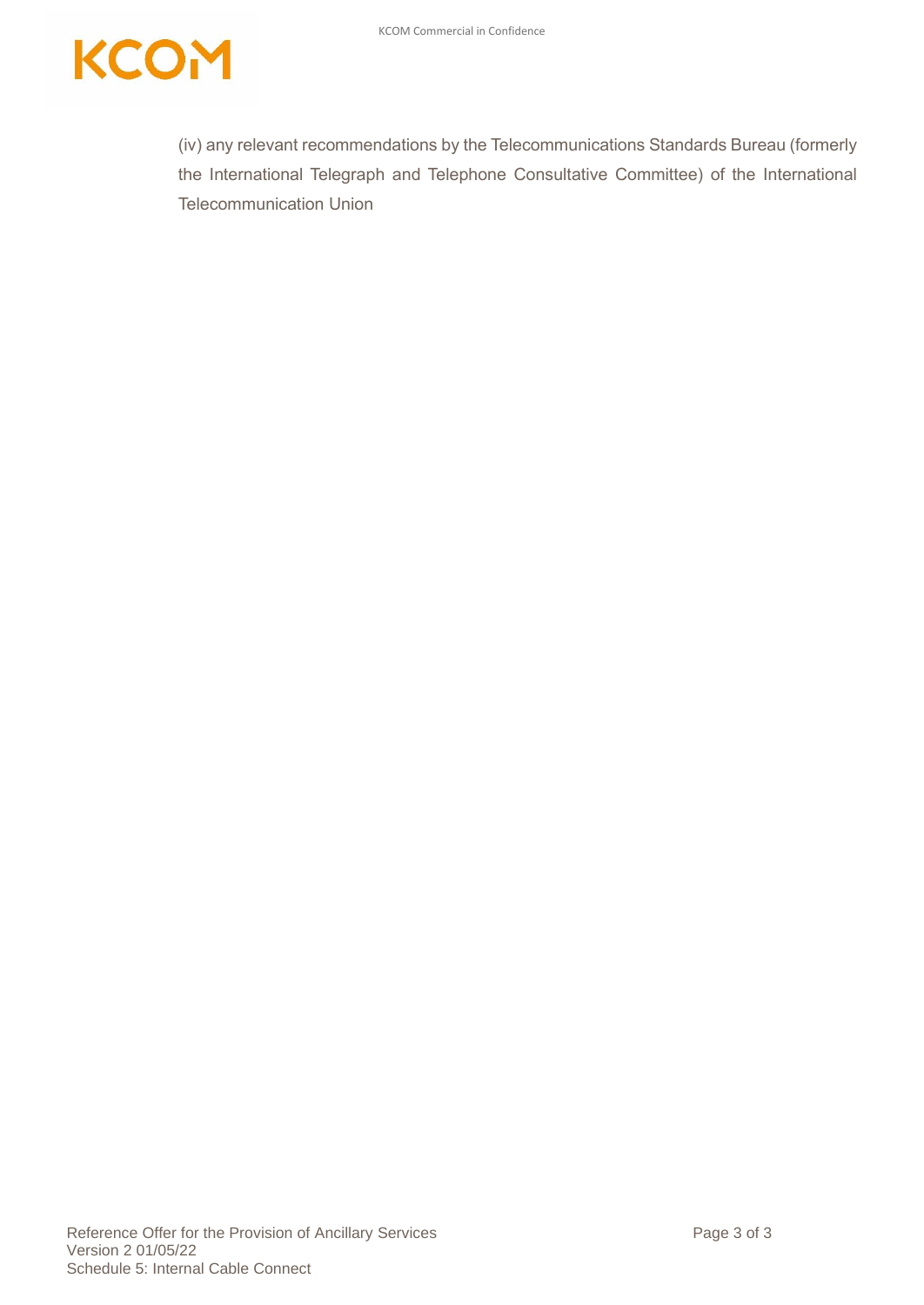(iv) any relevant recommendations by the Telecommunications Standards Bureau (formerly the International Telegraph and Telephone Consultative Committee) of the International Telecommunication Union